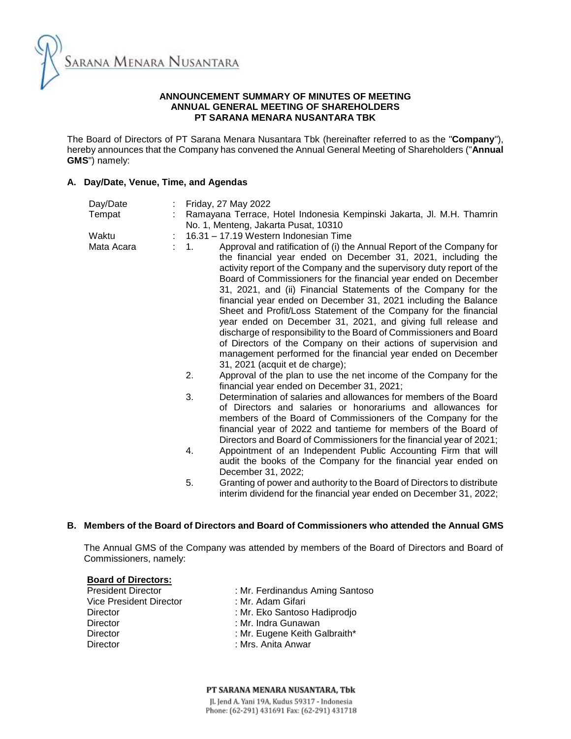**ANNOUNCEMENT SUMMARY OF MINUTES OF MEETING**
**ANNUAL GENERAL MEETING OF SHAREHOLDERS**
**PT SARANA MENARA NUSANTARA TBK**

The Board of Directors of PT Sarana Menara Nusantara Tbk (hereinafter referred to as the "**Company**"), hereby announces that the Company has convened the Annual General Meeting of Shareholders ("**Annual GMS**") namely:

## A. Day/Date, Venue, Time, and Agendas

Day/Date : Friday, 27 May 2022

Tempat : Ramayana Terrace, Hotel Indonesia Kempinski Jakarta, Jl. M.H. Thamrin No. 1, Menteng, Jakarta Pusat, 10310

Waktu : 16.31 – 17.19 Western Indonesian Time

Mata Acara :

1. Approval and ratification of (i) the Annual Report of the Company for the financial year ended on December 31, 2021, including the activity report of the Company and the supervisory duty report of the Board of Commissioners for the financial year ended on December 31, 2021, and (ii) Financial Statements of the Company for the financial year ended on December 31, 2021 including the Balance Sheet and Profit/Loss Statement of the Company for the financial year ended on December 31, 2021, and giving full release and discharge of responsibility to the Board of Commissioners and Board of Directors of the Company on their actions of supervision and management performed for the financial year ended on December 31, 2021 (acquit et de charge);
2. Approval of the plan to use the net income of the Company for the financial year ended on December 31, 2021;
3. Determination of salaries and allowances for members of the Board of Directors and salaries or honorariums and allowances for members of the Board of Commissioners of the Company for the financial year of 2022 and tantieme for members of the Board of Directors and Board of Commissioners for the financial year of 2021;
4. Appointment of an Independent Public Accounting Firm that will audit the books of the Company for the financial year ended on December 31, 2022;
5. Granting of power and authority to the Board of Directors to distribute interim dividend for the financial year ended on December 31, 2022;

## B. Members of the Board of Directors and Board of Commissioners who attended the Annual GMS

The Annual GMS of the Company was attended by members of the Board of Directors and Board of Commissioners, namely:

**Board of Directors:**

President Director : Mr. Ferdinandus Aming Santoso
Vice President Director : Mr. Adam Gifari
Director : Mr. Eko Santoso Hadiprodjo
Director : Mr. Indra Gunawan
Director : Mr. Eugene Keith Galbraith*
Director : Mrs. Anita Anwar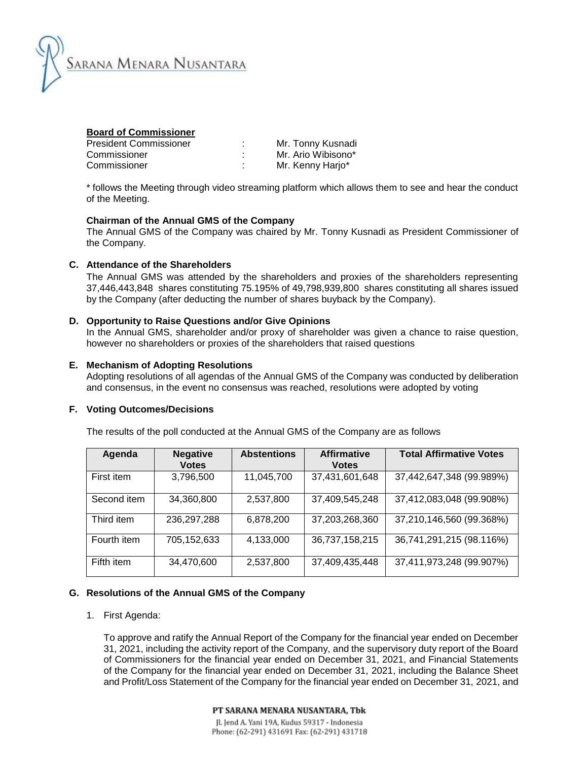**Board of Commissioner**

| | | |
|---|---|---|
| President Commissioner | : | Mr. Tonny Kusnadi |
| Commissioner | : | Mr. Ario Wibisono* |
| Commissioner | : | Mr. Kenny Harjo* |

* follows the Meeting through video streaming platform which allows them to see and hear the conduct of the Meeting.

**Chairman of the Annual GMS of the Company**

The Annual GMS of the Company was chaired by Mr. Tonny Kusnadi as President Commissioner of the Company.

**C. Attendance of the Shareholders**

The Annual GMS was attended by the shareholders and proxies of the shareholders representing 37,446,443,848 shares constituting 75.195% of 49,798,939,800 shares constituting all shares issued by the Company (after deducting the number of shares buyback by the Company).

**D. Opportunity to Raise Questions and/or Give Opinions**

In the Annual GMS, shareholder and/or proxy of shareholder was given a chance to raise question, however no shareholders or proxies of the shareholders that raised questions

**E. Mechanism of Adopting Resolutions**

Adopting resolutions of all agendas of the Annual GMS of the Company was conducted by deliberation and consensus, in the event no consensus was reached, resolutions were adopted by voting

**F. Voting Outcomes/Decisions**

The results of the poll conducted at the Annual GMS of the Company are as follows

| Agenda | Negative Votes | Abstentions | Affirmative Votes | Total Affirmative Votes |
|---|---|---|---|---|
| First item | 3,796,500 | 11,045,700 | 37,431,601,648 | 37,442,647,348 (99.989%) |
| Second item | 34,360,800 | 2,537,800 | 37,409,545,248 | 37,412,083,048 (99.908%) |
| Third item | 236,297,288 | 6,878,200 | 37,203,268,360 | 37,210,146,560 (99.368%) |
| Fourth item | 705,152,633 | 4,133,000 | 36,737,158,215 | 36,741,291,215 (98.116%) |
| Fifth item | 34,470,600 | 2,537,800 | 37,409,435,448 | 37,411,973,248 (99.907%) |

**G. Resolutions of the Annual GMS of the Company**

1. First Agenda:

   To approve and ratify the Annual Report of the Company for the financial year ended on December 31, 2021, including the activity report of the Company, and the supervisory duty report of the Board of Commissioners for the financial year ended on December 31, 2021, and Financial Statements of the Company for the financial year ended on December 31, 2021, including the Balance Sheet and Profit/Loss Statement of the Company for the financial year ended on December 31, 2021, and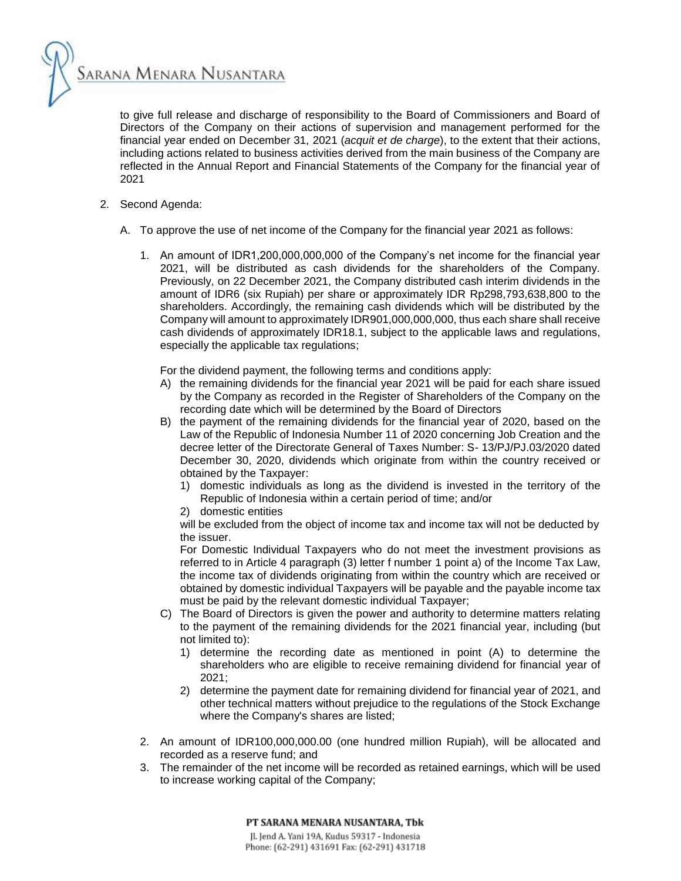to give full release and discharge of responsibility to the Board of Commissioners and Board of Directors of the Company on their actions of supervision and management performed for the financial year ended on December 31, 2021 (*acquit et de charge*), to the extent that their actions, including actions related to business activities derived from the main business of the Company are reflected in the Annual Report and Financial Statements of the Company for the financial year of 2021

2. Second Agenda:

   A. To approve the use of net income of the Company for the financial year 2021 as follows:

      1. An amount of IDR1,200,000,000,000 of the Company's net income for the financial year 2021, will be distributed as cash dividends for the shareholders of the Company. Previously, on 22 December 2021, the Company distributed cash interim dividends in the amount of IDR6 (six Rupiah) per share or approximately IDR Rp298,793,638,800 to the shareholders. Accordingly, the remaining cash dividends which will be distributed by the Company will amount to approximately IDR901,000,000,000, thus each share shall receive cash dividends of approximately IDR18.1, subject to the applicable laws and regulations, especially the applicable tax regulations;

         For the dividend payment, the following terms and conditions apply:

         A) the remaining dividends for the financial year 2021 will be paid for each share issued by the Company as recorded in the Register of Shareholders of the Company on the recording date which will be determined by the Board of Directors
         B) the payment of the remaining dividends for the financial year of 2020, based on the Law of the Republic of Indonesia Number 11 of 2020 concerning Job Creation and the decree letter of the Directorate General of Taxes Number: S- 13/PJ/PJ.03/2020 dated December 30, 2020, dividends which originate from within the country received or obtained by the Taxpayer:
            1) domestic individuals as long as the dividend is invested in the territory of the Republic of Indonesia within a certain period of time; and/or
            2) domestic entities

            will be excluded from the object of income tax and income tax will not be deducted by the issuer.

            For Domestic Individual Taxpayers who do not meet the investment provisions as referred to in Article 4 paragraph (3) letter f number 1 point a) of the Income Tax Law, the income tax of dividends originating from within the country which are received or obtained by domestic individual Taxpayers will be payable and the payable income tax must be paid by the relevant domestic individual Taxpayer;
         C) The Board of Directors is given the power and authority to determine matters relating to the payment of the remaining dividends for the 2021 financial year, including (but not limited to):
            1) determine the recording date as mentioned in point (A) to determine the shareholders who are eligible to receive remaining dividend for financial year of 2021;
            2) determine the payment date for remaining dividend for financial year of 2021, and other technical matters without prejudice to the regulations of the Stock Exchange where the Company's shares are listed;

      2. An amount of IDR100,000,000.00 (one hundred million Rupiah), will be allocated and recorded as a reserve fund; and
      3. The remainder of the net income will be recorded as retained earnings, which will be used to increase working capital of the Company;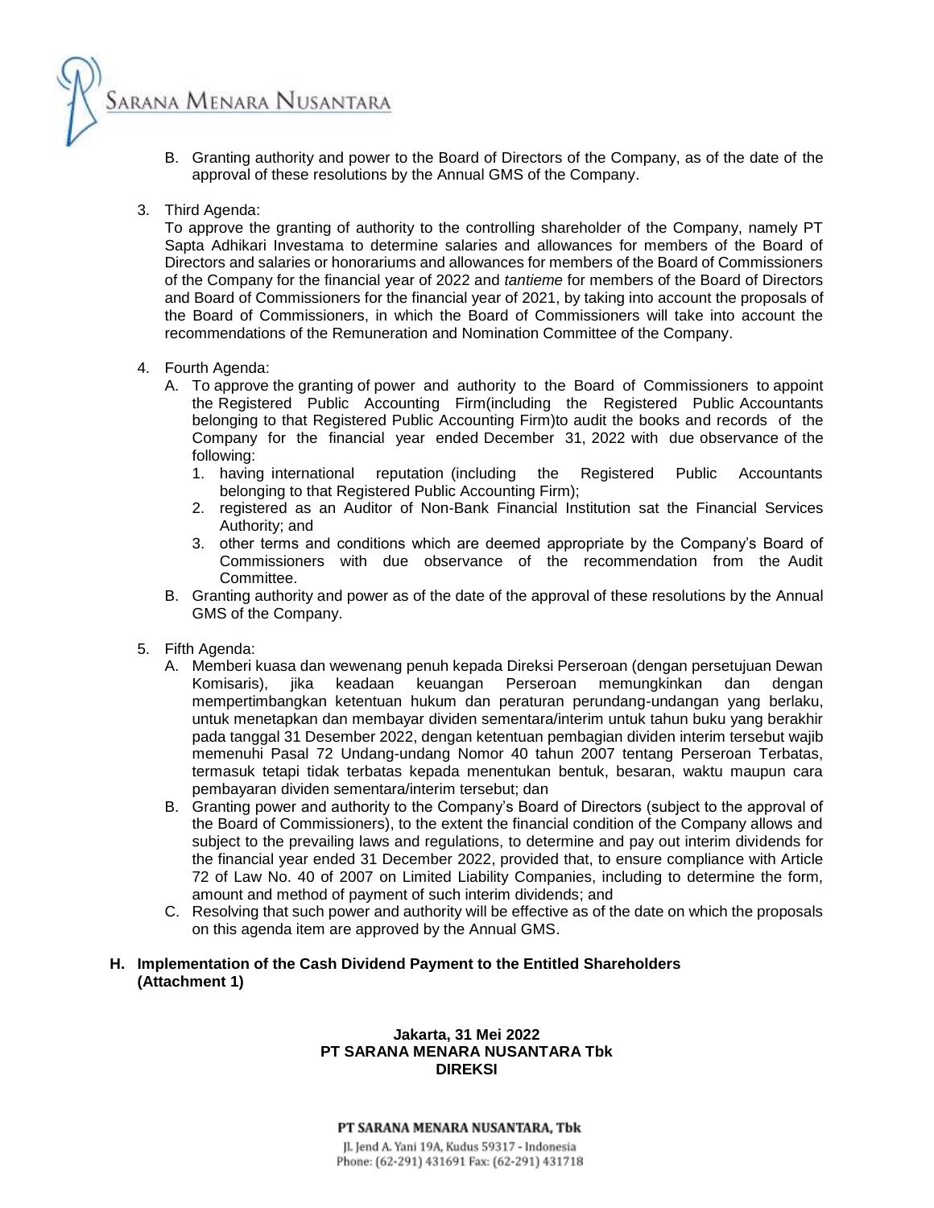B. Granting authority and power to the Board of Directors of the Company, as of the date of the approval of these resolutions by the Annual GMS of the Company.

3. Third Agenda:
   To approve the granting of authority to the controlling shareholder of the Company, namely PT Sapta Adhikari Investama to determine salaries and allowances for members of the Board of Directors and salaries or honorariums and allowances for members of the Board of Commissioners of the Company for the financial year of 2022 and *tantieme* for members of the Board of Directors and Board of Commissioners for the financial year of 2021, by taking into account the proposals of the Board of Commissioners, in which the Board of Commissioners will take into account the recommendations of the Remuneration and Nomination Committee of the Company.

4. Fourth Agenda:
   A. To approve the granting of power and authority to the Board of Commissioners to appoint the Registered Public Accounting Firm(including the Registered Public Accountants belonging to that Registered Public Accounting Firm)to audit the books and records of the Company for the financial year ended December 31, 2022 with due observance of the following:
      1. having international reputation (including the Registered Public Accountants belonging to that Registered Public Accounting Firm);
      2. registered as an Auditor of Non-Bank Financial Institution sat the Financial Services Authority; and
      3. other terms and conditions which are deemed appropriate by the Company's Board of Commissioners with due observance of the recommendation from the Audit Committee.
   B. Granting authority and power as of the date of the approval of these resolutions by the Annual GMS of the Company.

5. Fifth Agenda:
   A. Memberi kuasa dan wewenang penuh kepada Direksi Perseroan (dengan persetujuan Dewan Komisaris), jika keadaan keuangan Perseroan memungkinkan dan dengan mempertimbangkan ketentuan hukum dan peraturan perundang-undangan yang berlaku, untuk menetapkan dan membayar dividen sementara/interim untuk tahun buku yang berakhir pada tanggal 31 Desember 2022, dengan ketentuan pembagian dividen interim tersebut wajib memenuhi Pasal 72 Undang-undang Nomor 40 tahun 2007 tentang Perseroan Terbatas, termasuk tetapi tidak terbatas kepada menentukan bentuk, besaran, waktu maupun cara pembayaran dividen sementara/interim tersebut; dan
   B. Granting power and authority to the Company's Board of Directors (subject to the approval of the Board of Commissioners), to the extent the financial condition of the Company allows and subject to the prevailing laws and regulations, to determine and pay out interim dividends for the financial year ended 31 December 2022, provided that, to ensure compliance with Article 72 of Law No. 40 of 2007 on Limited Liability Companies, including to determine the form, amount and method of payment of such interim dividends; and
   C. Resolving that such power and authority will be effective as of the date on which the proposals on this agenda item are approved by the Annual GMS.

**H. Implementation of the Cash Dividend Payment to the Entitled Shareholders (Attachment 1)**

**Jakarta, 31 Mei 2022**
**PT SARANA MENARA NUSANTARA Tbk**
**DIREKSI**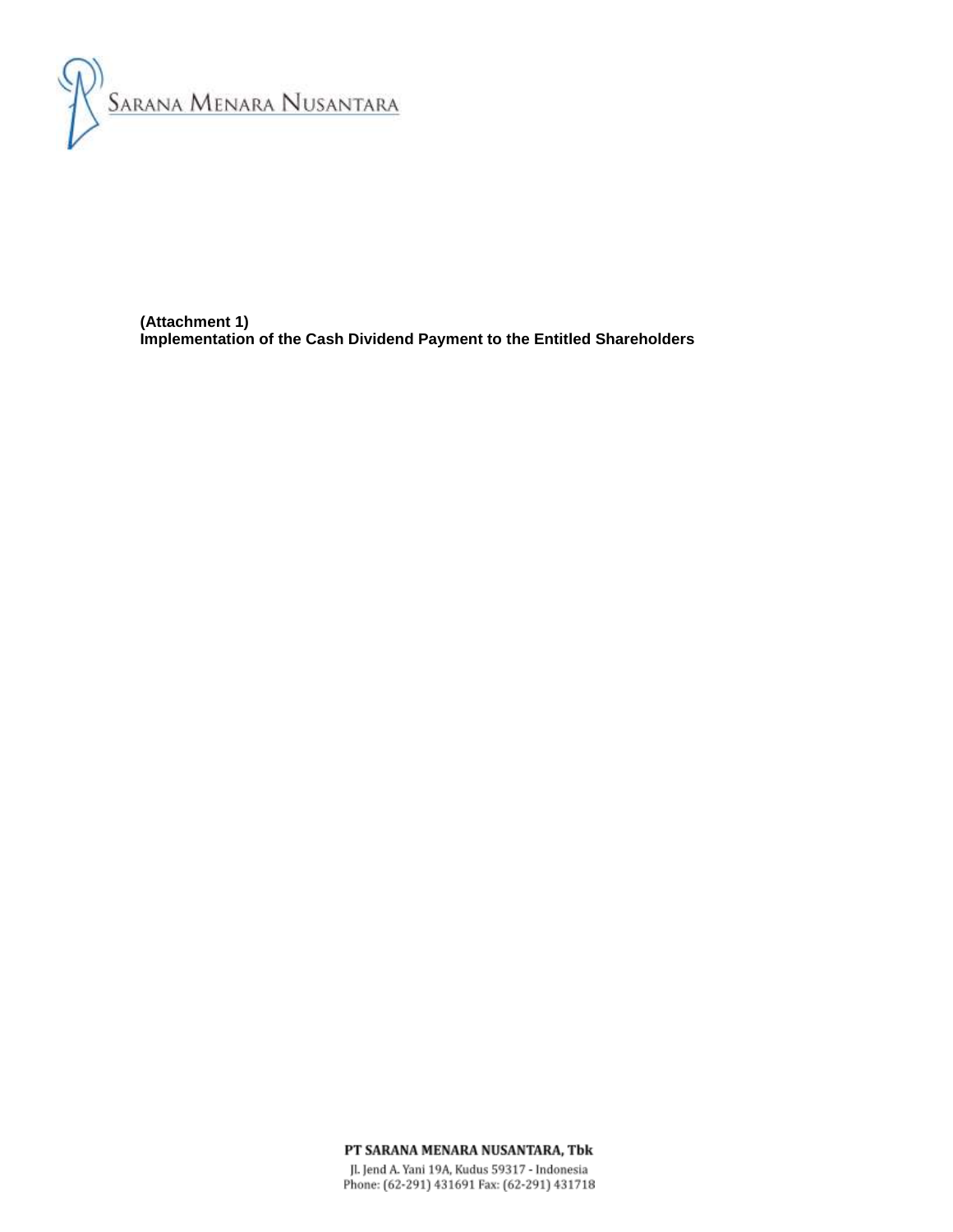**(Attachment 1)**
**Implementation of the Cash Dividend Payment to the Entitled Shareholders**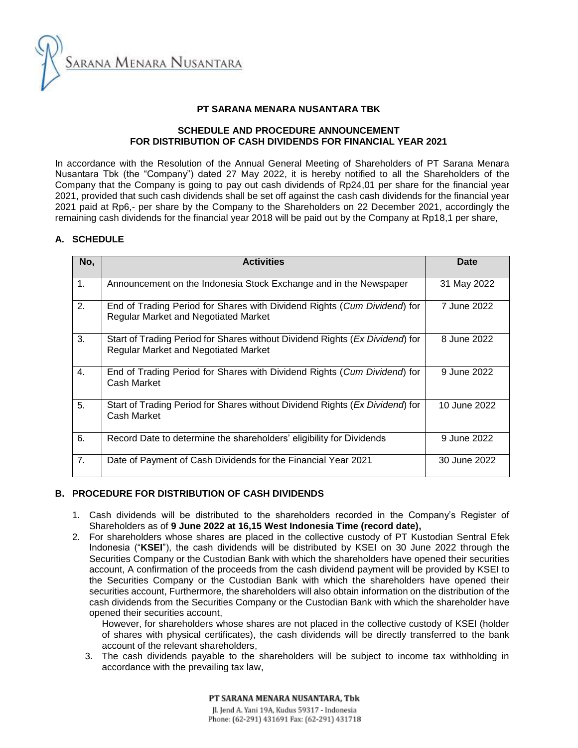SARANA MENARA NUSANTARA

**PT SARANA MENARA NUSANTARA TBK**

**SCHEDULE AND PROCEDURE ANNOUNCEMENT**
**FOR DISTRIBUTION OF CASH DIVIDENDS FOR FINANCIAL YEAR 2021**

In accordance with the Resolution of the Annual General Meeting of Shareholders of PT Sarana Menara Nusantara Tbk (the "Company") dated 27 May 2022, it is hereby notified to all the Shareholders of the Company that the Company is going to pay out cash dividends of Rp24,01 per share for the financial year 2021, provided that such cash dividends shall be set off against the cash cash dividends for the financial year 2021 paid at Rp6,- per share by the Company to the Shareholders on 22 December 2021, accordingly the remaining cash dividends for the financial year 2018 will be paid out by the Company at Rp18,1 per share,

**A. SCHEDULE**

| No, | Activities | Date |
|---|---|---|
| 1. | Announcement on the Indonesia Stock Exchange and in the Newspaper | 31 May 2022 |
| 2. | End of Trading Period for Shares with Dividend Rights (*Cum Dividend*) for Regular Market and Negotiated Market | 7 June 2022 |
| 3. | Start of Trading Period for Shares without Dividend Rights (*Ex Dividend*) for Regular Market and Negotiated Market | 8 June 2022 |
| 4. | End of Trading Period for Shares with Dividend Rights (*Cum Dividend*) for Cash Market | 9 June 2022 |
| 5. | Start of Trading Period for Shares without Dividend Rights (*Ex Dividend*) for Cash Market | 10 June 2022 |
| 6. | Record Date to determine the shareholders' eligibility for Dividends | 9 June 2022 |
| 7. | Date of Payment of Cash Dividends for the Financial Year 2021 | 30 June 2022 |

**B. PROCEDURE FOR DISTRIBUTION OF CASH DIVIDENDS**

1. Cash dividends will be distributed to the shareholders recorded in the Company's Register of Shareholders as of **9 June 2022 at 16,15 West Indonesia Time (record date),**
2. For shareholders whose shares are placed in the collective custody of PT Kustodian Sentral Efek Indonesia ("**KSEI**"), the cash dividends will be distributed by KSEI on 30 June 2022 through the Securities Company or the Custodian Bank with which the shareholders have opened their securities account, A confirmation of the proceeds from the cash dividend payment will be provided by KSEI to the Securities Company or the Custodian Bank with which the shareholders have opened their securities account, Furthermore, the shareholders will also obtain information on the distribution of the cash dividends from the Securities Company or the Custodian Bank with which the shareholder have opened their securities account,

   However, for shareholders whose shares are not placed in the collective custody of KSEI (holder of shares with physical certificates), the cash dividends will be directly transferred to the bank account of the relevant shareholders,
3. The cash dividends payable to the shareholders will be subject to income tax withholding in accordance with the prevailing tax law,

PT SARANA MENARA NUSANTARA, Tbk
Jl. Jend A. Yani 19A, Kudus 59317 - Indonesia
Phone: (62-291) 431691 Fax: (62-291) 431718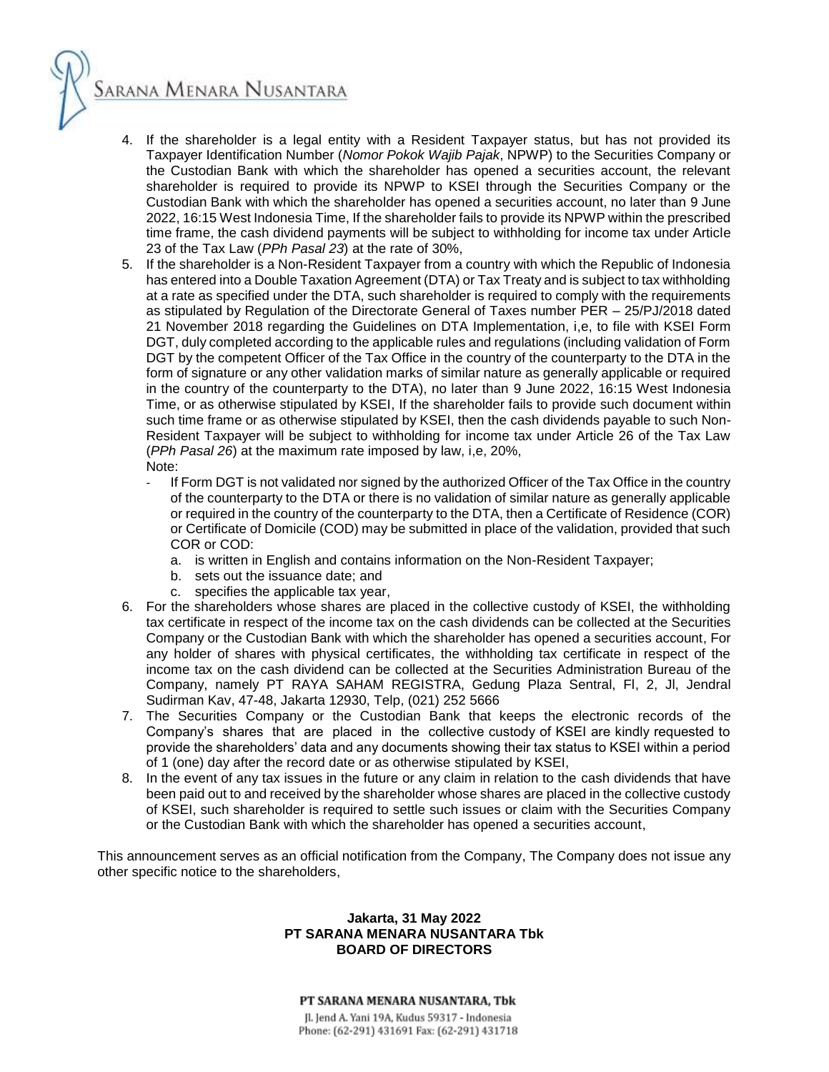4. If the shareholder is a legal entity with a Resident Taxpayer status, but has not provided its Taxpayer Identification Number (*Nomor Pokok Wajib Pajak*, NPWP) to the Securities Company or the Custodian Bank with which the shareholder has opened a securities account, the relevant shareholder is required to provide its NPWP to KSEI through the Securities Company or the Custodian Bank with which the shareholder has opened a securities account, no later than 9 June 2022, 16:15 West Indonesia Time, If the shareholder fails to provide its NPWP within the prescribed time frame, the cash dividend payments will be subject to withholding for income tax under Article 23 of the Tax Law (*PPh Pasal 23*) at the rate of 30%,
5. If the shareholder is a Non-Resident Taxpayer from a country with which the Republic of Indonesia has entered into a Double Taxation Agreement (DTA) or Tax Treaty and is subject to tax withholding at a rate as specified under the DTA, such shareholder is required to comply with the requirements as stipulated by Regulation of the Directorate General of Taxes number PER – 25/PJ/2018 dated 21 November 2018 regarding the Guidelines on DTA Implementation, i,e, to file with KSEI Form DGT, duly completed according to the applicable rules and regulations (including validation of Form DGT by the competent Officer of the Tax Office in the country of the counterparty to the DTA in the form of signature or any other validation marks of similar nature as generally applicable or required in the country of the counterparty to the DTA), no later than 9 June 2022, 16:15 West Indonesia Time, or as otherwise stipulated by KSEI, If the shareholder fails to provide such document within such time frame or as otherwise stipulated by KSEI, then the cash dividends payable to such Non-Resident Taxpayer will be subject to withholding for income tax under Article 26 of the Tax Law (*PPh Pasal 26*) at the maximum rate imposed by law, i,e, 20%,

   Note:
   - If Form DGT is not validated nor signed by the authorized Officer of the Tax Office in the country of the counterparty to the DTA or there is no validation of similar nature as generally applicable or required in the country of the counterparty to the DTA, then a Certificate of Residence (COR) or Certificate of Domicile (COD) may be submitted in place of the validation, provided that such COR or COD:
     a. is written in English and contains information on the Non-Resident Taxpayer;
     b. sets out the issuance date; and
     c. specifies the applicable tax year,
6. For the shareholders whose shares are placed in the collective custody of KSEI, the withholding tax certificate in respect of the income tax on the cash dividends can be collected at the Securities Company or the Custodian Bank with which the shareholder has opened a securities account, For any holder of shares with physical certificates, the withholding tax certificate in respect of the income tax on the cash dividend can be collected at the Securities Administration Bureau of the Company, namely PT RAYA SAHAM REGISTRA, Gedung Plaza Sentral, Fl, 2, Jl, Jendral Sudirman Kav, 47-48, Jakarta 12930, Telp, (021) 252 5666
7. The Securities Company or the Custodian Bank that keeps the electronic records of the Company's shares that are placed in the collective custody of KSEI are kindly requested to provide the shareholders' data and any documents showing their tax status to KSEI within a period of 1 (one) day after the record date or as otherwise stipulated by KSEI,
8. In the event of any tax issues in the future or any claim in relation to the cash dividends that have been paid out to and received by the shareholder whose shares are placed in the collective custody of KSEI, such shareholder is required to settle such issues or claim with the Securities Company or the Custodian Bank with which the shareholder has opened a securities account,

This announcement serves as an official notification from the Company, The Company does not issue any other specific notice to the shareholders,

**Jakarta, 31 May 2022**
**PT SARANA MENARA NUSANTARA Tbk**
**BOARD OF DIRECTORS**